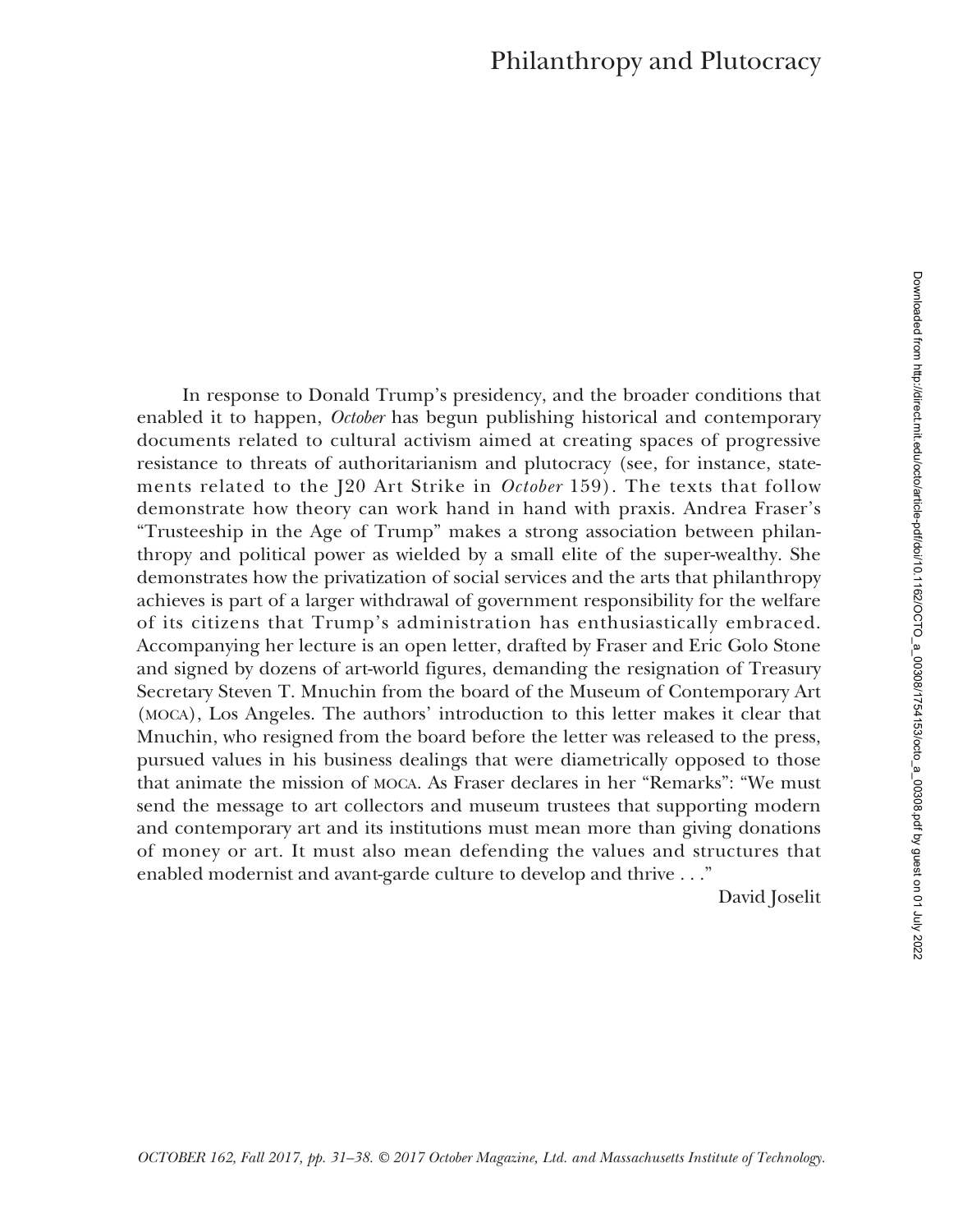# Philanthropy and Plutocracy

In response to Donald Trump's presidency, and the broader conditions that enabled it to happen, *October* has begun publishing historical and contemporary documents related to cultural activism aimed at creating spaces of progressive resistance to threats of authoritarianism and plutocracy (see, for instance, statements related to the J20 Art Strike in *October* 159). The texts that follow demonstrate how theory can work hand in hand with praxis. Andrea Fraser's "Trusteeship in the Age of Trump" makes a strong association between philanthropy and political power as wielded by a small elite of the super-wealthy. She demonstrates how the privatization of social services and the arts that philanthropy achieves is part of a larger withdrawal of government responsibility for the welfare of its citizens that Trump's administration has enthusiastically embraced. Accompanying her lecture is an open letter, drafted by Fraser and Eric Golo Stone and signed by dozens of art-world figures, demanding the resignation of Treasury Secretary Steven T. Mnuchin from the board of the Museum of Contemporary Art (MOCA), Los Angeles. The authors' introduction to this letter makes it clear that Mnuchin, who resigned from the board before the letter was released to the press, pursued values in his business dealings that were diametrically opposed to those that animate the mission of MOCA. As Fraser declares in her "Remarks": "We must send the message to art collectors and museum trustees that supporting modern and contemporary art and its institutions must mean more than giving donations of money or art. It must also mean defending the values and structures that enabled modernist and avant-garde culture to develop and thrive . . ."

David Joselit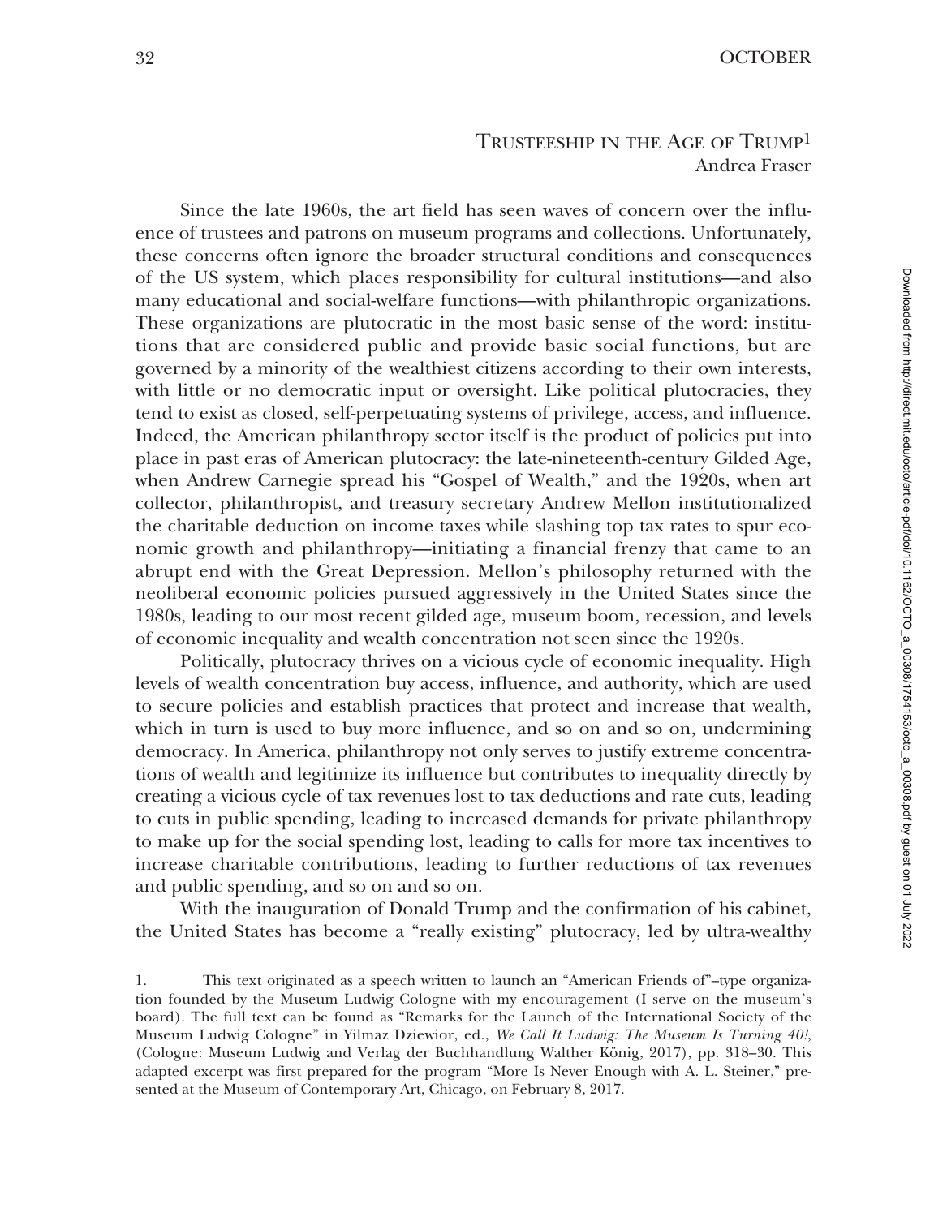## Trusteeship in the Age of Trump[1]

Andrea Fraser

Since the late 1960s, the art field has seen waves of concern over the influence of trustees and patrons on museum programs and collections. Unfortunately, these concerns often ignore the broader structural conditions and consequences of the US system, which places responsibility for cultural institutions—and also many educational and social-welfare functions—with philanthropic organizations. These organizations are plutocratic in the most basic sense of the word: institutions that are considered public and provide basic social functions, but are governed by a minority of the wealthiest citizens according to their own interests, with little or no democratic input or oversight. Like political plutocracies, they tend to exist as closed, self-perpetuating systems of privilege, access, and influence. Indeed, the American philanthropy sector itself is the product of policies put into place in past eras of American plutocracy: the late-nineteenth-century Gilded Age, when Andrew Carnegie spread his "Gospel of Wealth," and the 1920s, when art collector, philanthropist, and treasury secretary Andrew Mellon institutionalized the charitable deduction on income taxes while slashing top tax rates to spur economic growth and philanthropy—initiating a financial frenzy that came to an abrupt end with the Great Depression. Mellon's philosophy returned with the neoliberal economic policies pursued aggressively in the United States since the 1980s, leading to our most recent gilded age, museum boom, recession, and levels of economic inequality and wealth concentration not seen since the 1920s.

Politically, plutocracy thrives on a vicious cycle of economic inequality. High levels of wealth concentration buy access, influence, and authority, which are used to secure policies and establish practices that protect and increase that wealth, which in turn is used to buy more influence, and so on and so on, undermining democracy. In America, philanthropy not only serves to justify extreme concentrations of wealth and legitimize its influence but contributes to inequality directly by creating a vicious cycle of tax revenues lost to tax deductions and rate cuts, leading to cuts in public spending, leading to increased demands for private philanthropy to make up for the social spending lost, leading to calls for more tax incentives to increase charitable contributions, leading to further reductions of tax revenues and public spending, and so on and so on.

With the inauguration of Donald Trump and the confirmation of his cabinet, the United States has become a "really existing" plutocracy, led by ultra-wealthy

1. This text originated as a speech written to launch an "American Friends of"–type organization founded by the Museum Ludwig Cologne with my encouragement (I serve on the museum's board). The full text can be found as "Remarks for the Launch of the International Society of the Museum Ludwig Cologne" in Yilmaz Dziewior, ed., *We Call It Ludwig: The Museum Is Turning 40!*, (Cologne: Museum Ludwig and Verlag der Buchhandlung Walther König, 2017), pp. 318–30. This adapted excerpt was first prepared for the program "More Is Never Enough with A. L. Steiner," presented at the Museum of Contemporary Art, Chicago, on February 8, 2017.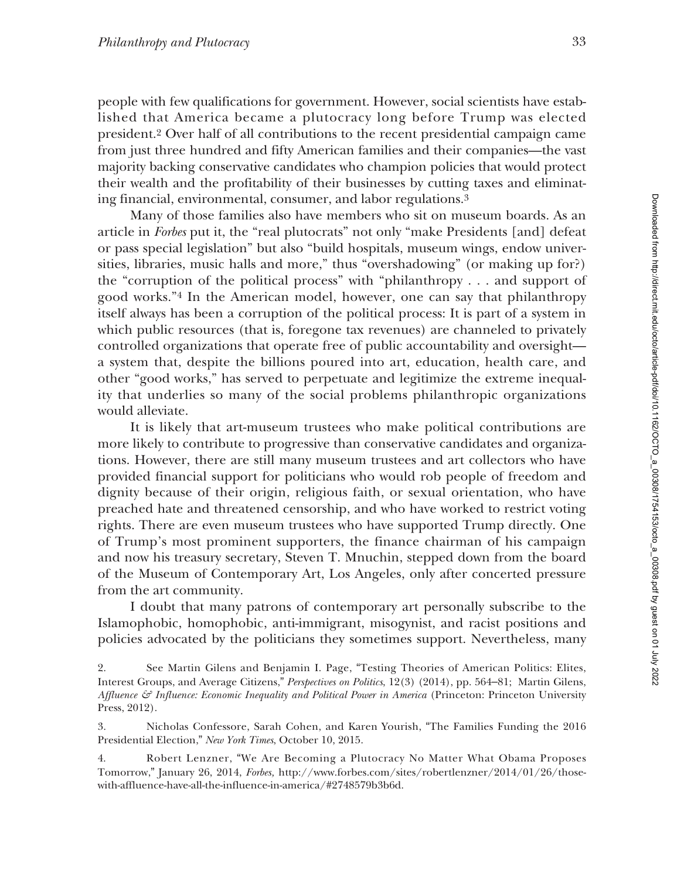people with few qualifications for government. However, social scientists have established that America became a plutocracy long before Trump was elected president.[2] Over half of all contributions to the recent presidential campaign came from just three hundred and fifty American families and their companies—the vast majority backing conservative candidates who champion policies that would protect their wealth and the profitability of their businesses by cutting taxes and eliminating financial, environmental, consumer, and labor regulations.[3]

Many of those families also have members who sit on museum boards. As an article in *Forbes* put it, the "real plutocrats" not only "make Presidents [and] defeat or pass special legislation" but also "build hospitals, museum wings, endow universities, libraries, music halls and more," thus "overshadowing" (or making up for?) the "corruption of the political process" with "philanthropy . . . and support of good works."[4] In the American model, however, one can say that philanthropy itself always has been a corruption of the political process: It is part of a system in which public resources (that is, foregone tax revenues) are channeled to privately controlled organizations that operate free of public accountability and oversight—a system that, despite the billions poured into art, education, health care, and other "good works," has served to perpetuate and legitimize the extreme inequality that underlies so many of the social problems philanthropic organizations would alleviate.

It is likely that art-museum trustees who make political contributions are more likely to contribute to progressive than conservative candidates and organizations. However, there are still many museum trustees and art collectors who have provided financial support for politicians who would rob people of freedom and dignity because of their origin, religious faith, or sexual orientation, who have preached hate and threatened censorship, and who have worked to restrict voting rights. There are even museum trustees who have supported Trump directly. One of Trump's most prominent supporters, the finance chairman of his campaign and now his treasury secretary, Steven T. Mnuchin, stepped down from the board of the Museum of Contemporary Art, Los Angeles, only after concerted pressure from the art community.

I doubt that many patrons of contemporary art personally subscribe to the Islamophobic, homophobic, anti-immigrant, misogynist, and racist positions and policies advocated by the politicians they sometimes support. Nevertheless, many

2. See Martin Gilens and Benjamin I. Page, "Testing Theories of American Politics: Elites, Interest Groups, and Average Citizens," *Perspectives on Politics*, 12(3) (2014), pp. 564–81; Martin Gilens, *Affluence & Influence: Economic Inequality and Political Power in America* (Princeton: Princeton University Press, 2012).

3. Nicholas Confessore, Sarah Cohen, and Karen Yourish, "The Families Funding the 2016 Presidential Election," *New York Times*, October 10, 2015.

4. Robert Lenzner, "We Are Becoming a Plutocracy No Matter What Obama Proposes Tomorrow," January 26, 2014, *Forbes,* http://www.forbes.com/sites/robertlenzner/2014/01/26/those-with-affluence-have-all-the-influence-in-america/#2748579b3b6d.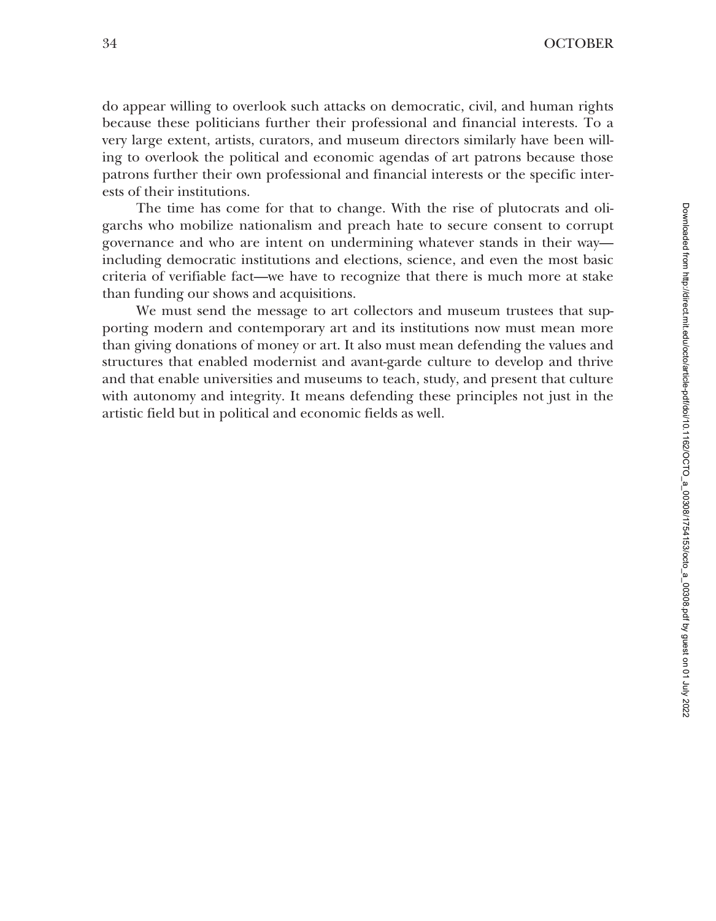do appear willing to overlook such attacks on democratic, civil, and human rights because these politicians further their professional and financial interests. To a very large extent, artists, curators, and museum directors similarly have been willing to overlook the political and economic agendas of art patrons because those patrons further their own professional and financial interests or the specific interests of their institutions.

The time has come for that to change. With the rise of plutocrats and oligarchs who mobilize nationalism and preach hate to secure consent to corrupt governance and who are intent on undermining whatever stands in their way—including democratic institutions and elections, science, and even the most basic criteria of verifiable fact—we have to recognize that there is much more at stake than funding our shows and acquisitions.

We must send the message to art collectors and museum trustees that supporting modern and contemporary art and its institutions now must mean more than giving donations of money or art. It also must mean defending the values and structures that enabled modernist and avant-garde culture to develop and thrive and that enable universities and museums to teach, study, and present that culture with autonomy and integrity. It means defending these principles not just in the artistic field but in political and economic fields as well.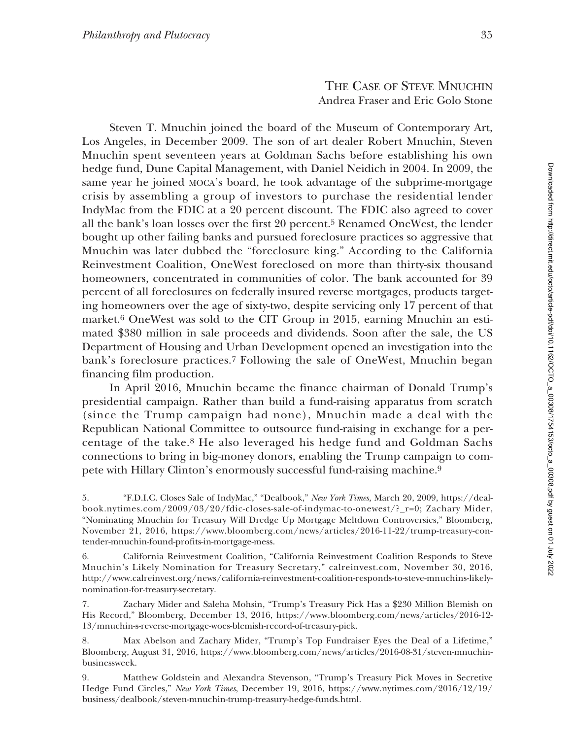## The Case of Steve Mnuchin

Andrea Fraser and Eric Golo Stone

Steven T. Mnuchin joined the board of the Museum of Contemporary Art, Los Angeles, in December 2009. The son of art dealer Robert Mnuchin, Steven Mnuchin spent seventeen years at Goldman Sachs before establishing his own hedge fund, Dune Capital Management, with Daniel Neidich in 2004. In 2009, the same year he joined MOCA's board, he took advantage of the subprime-mortgage crisis by assembling a group of investors to purchase the residential lender IndyMac from the FDIC at a 20 percent discount. The FDIC also agreed to cover all the bank's loan losses over the first 20 percent.[5] Renamed OneWest, the lender bought up other failing banks and pursued foreclosure practices so aggressive that Mnuchin was later dubbed the "foreclosure king." According to the California Reinvestment Coalition, OneWest foreclosed on more than thirty-six thousand homeowners, concentrated in communities of color. The bank accounted for 39 percent of all foreclosures on federally insured reverse mortgages, products targeting homeowners over the age of sixty-two, despite servicing only 17 percent of that market.[6] OneWest was sold to the CIT Group in 2015, earning Mnuchin an estimated $380 million in sale proceeds and dividends. Soon after the sale, the US Department of Housing and Urban Development opened an investigation into the bank's foreclosure practices.[7] Following the sale of OneWest, Mnuchin began financing film production.

In April 2016, Mnuchin became the finance chairman of Donald Trump's presidential campaign. Rather than build a fund-raising apparatus from scratch (since the Trump campaign had none), Mnuchin made a deal with the Republican National Committee to outsource fund-raising in exchange for a percentage of the take.[8] He also leveraged his hedge fund and Goldman Sachs connections to bring in big-money donors, enabling the Trump campaign to compete with Hillary Clinton's enormously successful fund-raising machine.[9]

5. "F.D.I.C. Closes Sale of IndyMac," "Dealbook," *New York Times,* March 20, 2009, https://dealbook.nytimes.com/2009/03/20/fdic-closes-sale-of-indymac-to-onewest/?_r=0; Zachary Mider, "Nominating Mnuchin for Treasury Will Dredge Up Mortgage Meltdown Controversies," Bloomberg, November 21, 2016, https://www.bloomberg.com/news/articles/2016-11-22/trump-treasury-contender-mnuchin-found-profits-in-mortgage-mess.

6. California Reinvestment Coalition, "California Reinvestment Coalition Responds to Steve Mnuchin's Likely Nomination for Treasury Secretary," calreinvest.com, November 30, 2016, http://www.calreinvest.org/news/california-reinvestment-coalition-responds-to-steve-mnuchins-likely-nomination-for-treasury-secretary.

7. Zachary Mider and Saleha Mohsin, "Trump's Treasury Pick Has a $230 Million Blemish on His Record," Bloomberg, December 13, 2016, https://www.bloomberg.com/news/articles/2016-12-13/mnuchin-s-reverse-mortgage-woes-blemish-record-of-treasury-pick.

8. Max Abelson and Zachary Mider, "Trump's Top Fundraiser Eyes the Deal of a Lifetime," Bloomberg, August 31, 2016, https://www.bloomberg.com/news/articles/2016-08-31/steven-mnuchin-businessweek.

9. Matthew Goldstein and Alexandra Stevenson, "Trump's Treasury Pick Moves in Secretive Hedge Fund Circles," *New York Times*, December 19, 2016, https://www.nytimes.com/2016/12/19/business/dealbook/steven-mnuchin-trump-treasury-hedge-funds.html.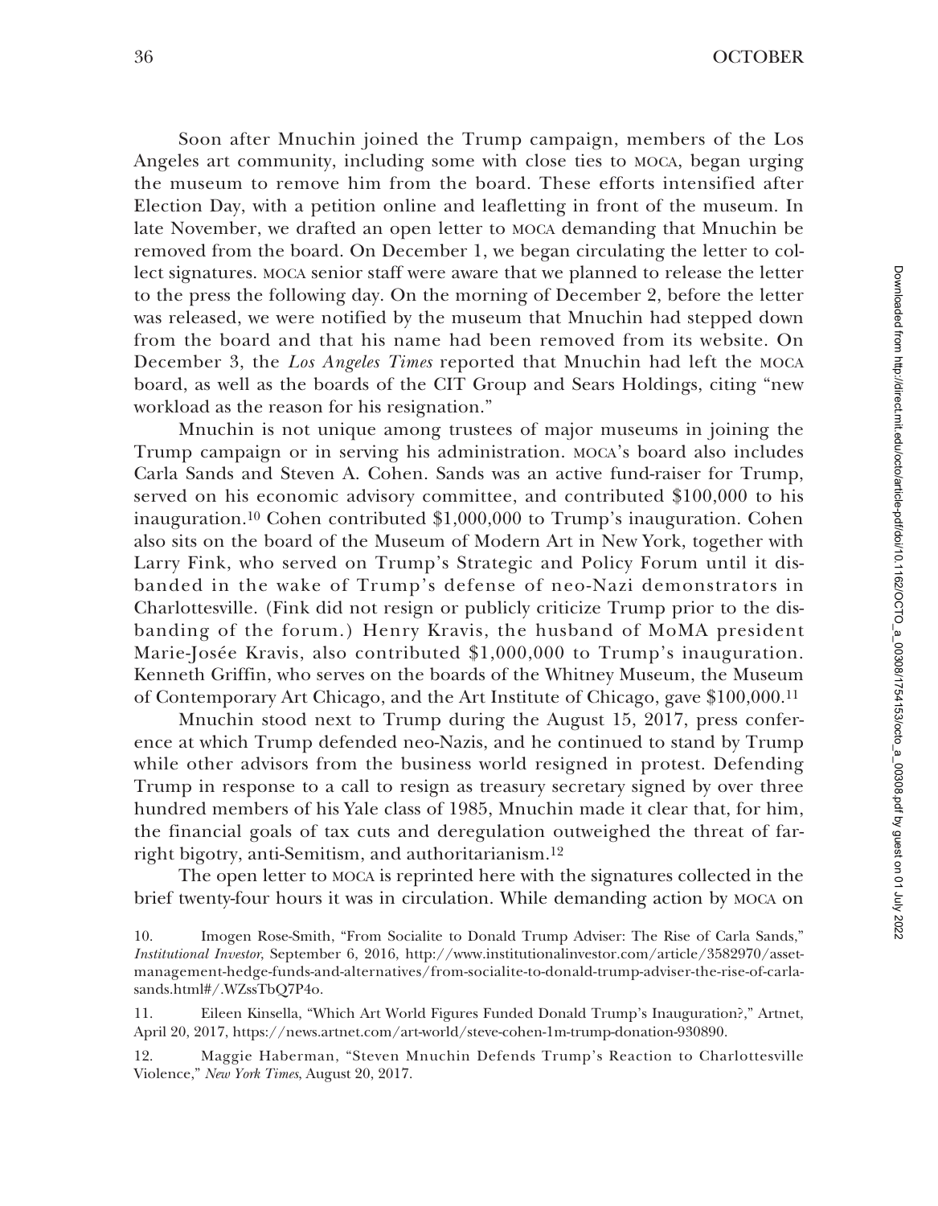Soon after Mnuchin joined the Trump campaign, members of the Los Angeles art community, including some with close ties to MOCA, began urging the museum to remove him from the board. These efforts intensified after Election Day, with a petition online and leafletting in front of the museum. In late November, we drafted an open letter to MOCA demanding that Mnuchin be removed from the board. On December 1, we began circulating the letter to collect signatures. MOCA senior staff were aware that we planned to release the letter to the press the following day. On the morning of December 2, before the letter was released, we were notified by the museum that Mnuchin had stepped down from the board and that his name had been removed from its website. On December 3, the *Los Angeles Times* reported that Mnuchin had left the MOCA board, as well as the boards of the CIT Group and Sears Holdings, citing "new workload as the reason for his resignation."

Mnuchin is not unique among trustees of major museums in joining the Trump campaign or in serving his administration. MOCA's board also includes Carla Sands and Steven A. Cohen. Sands was an active fund-raiser for Trump, served on his economic advisory committee, and contributed $100,000 to his inauguration.[10] Cohen contributed $1,000,000 to Trump's inauguration. Cohen also sits on the board of the Museum of Modern Art in New York, together with Larry Fink, who served on Trump's Strategic and Policy Forum until it disbanded in the wake of Trump's defense of neo-Nazi demonstrators in Charlottesville. (Fink did not resign or publicly criticize Trump prior to the disbanding of the forum.) Henry Kravis, the husband of MoMA president Marie-Josée Kravis, also contributed $1,000,000 to Trump's inauguration. Kenneth Griffin, who serves on the boards of the Whitney Museum, the Museum of Contemporary Art Chicago, and the Art Institute of Chicago, gave $100,000.[11]

Mnuchin stood next to Trump during the August 15, 2017, press conference at which Trump defended neo-Nazis, and he continued to stand by Trump while other advisors from the business world resigned in protest. Defending Trump in response to a call to resign as treasury secretary signed by over three hundred members of his Yale class of 1985, Mnuchin made it clear that, for him, the financial goals of tax cuts and deregulation outweighed the threat of far-right bigotry, anti-Semitism, and authoritarianism.[12]

The open letter to MOCA is reprinted here with the signatures collected in the brief twenty-four hours it was in circulation. While demanding action by MOCA on

10. Imogen Rose-Smith, "From Socialite to Donald Trump Adviser: The Rise of Carla Sands," *Institutional Investor*, September 6, 2016, http://www.institutionalinvestor.com/article/3582970/asset-management-hedge-funds-and-alternatives/from-socialite-to-donald-trump-adviser-the-rise-of-carla-sands.html#/.WZssTbQ7P4o.

11. Eileen Kinsella, "Which Art World Figures Funded Donald Trump's Inauguration?," Artnet, April 20, 2017, https://news.artnet.com/art-world/steve-cohen-1m-trump-donation-930890.

12. Maggie Haberman, "Steven Mnuchin Defends Trump's Reaction to Charlottesville Violence," *New York Times*, August 20, 2017.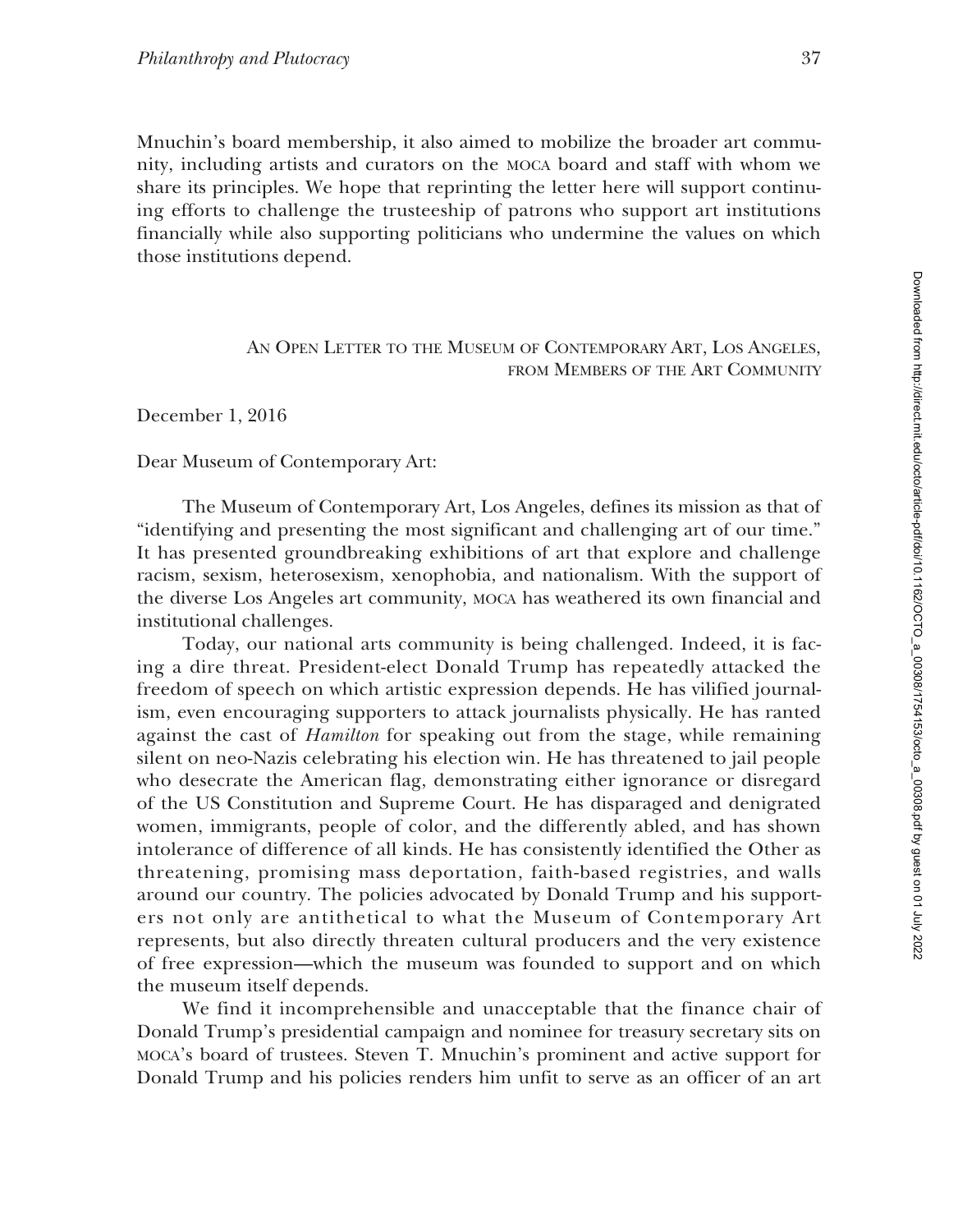Mnuchin's board membership, it also aimed to mobilize the broader art community, including artists and curators on the MOCA board and staff with whom we share its principles. We hope that reprinting the letter here will support continuing efforts to challenge the trusteeship of patrons who support art institutions financially while also supporting politicians who undermine the values on which those institutions depend.

## An Open Letter to the Museum of Contemporary Art, Los Angeles, from Members of the Art Community

December 1, 2016

Dear Museum of Contemporary Art:

The Museum of Contemporary Art, Los Angeles, defines its mission as that of "identifying and presenting the most significant and challenging art of our time." It has presented groundbreaking exhibitions of art that explore and challenge racism, sexism, heterosexism, xenophobia, and nationalism. With the support of the diverse Los Angeles art community, MOCA has weathered its own financial and institutional challenges.

Today, our national arts community is being challenged. Indeed, it is facing a dire threat. President-elect Donald Trump has repeatedly attacked the freedom of speech on which artistic expression depends. He has vilified journalism, even encouraging supporters to attack journalists physically. He has ranted against the cast of *Hamilton* for speaking out from the stage, while remaining silent on neo-Nazis celebrating his election win. He has threatened to jail people who desecrate the American flag, demonstrating either ignorance or disregard of the US Constitution and Supreme Court. He has disparaged and denigrated women, immigrants, people of color, and the differently abled, and has shown intolerance of difference of all kinds. He has consistently identified the Other as threatening, promising mass deportation, faith-based registries, and walls around our country. The policies advocated by Donald Trump and his supporters not only are antithetical to what the Museum of Contemporary Art represents, but also directly threaten cultural producers and the very existence of free expression—which the museum was founded to support and on which the museum itself depends.

We find it incomprehensible and unacceptable that the finance chair of Donald Trump's presidential campaign and nominee for treasury secretary sits on MOCA's board of trustees. Steven T. Mnuchin's prominent and active support for Donald Trump and his policies renders him unfit to serve as an officer of an art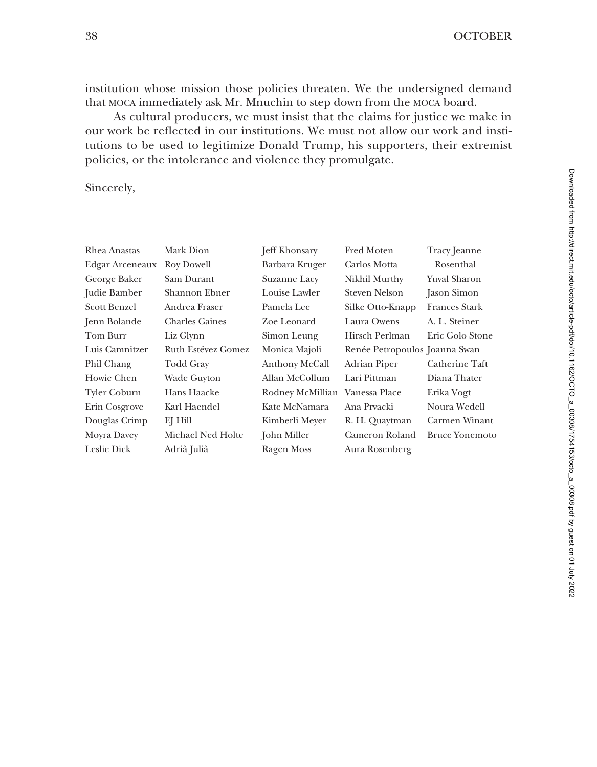institution whose mission those policies threaten. We the undersigned demand that MOCA immediately ask Mr. Mnuchin to step down from the MOCA board.

As cultural producers, we must insist that the claims for justice we make in our work be reflected in our institutions. We must not allow our work and institutions to be used to legitimize Donald Trump, his supporters, their extremist policies, or the intolerance and violence they promulgate.

Sincerely,

Rhea Anastas
Edgar Arceneaux
George Baker
Judie Bamber
Scott Benzel
Jenn Bolande
Tom Burr
Luis Camnitzer
Phil Chang
Howie Chen
Tyler Coburn
Erin Cosgrove
Douglas Crimp
Moyra Davey
Leslie Dick
Mark Dion
Roy Dowell
Sam Durant
Shannon Ebner
Andrea Fraser
Charles Gaines
Liz Glynn
Ruth Estévez Gomez
Todd Gray
Wade Guyton
Hans Haacke
Karl Haendel
EJ Hill
Michael Ned Holte
Adrià Julià
Jeff Khonsary
Barbara Kruger
Suzanne Lacy
Louise Lawler
Pamela Lee
Zoe Leonard
Simon Leung
Monica Majoli
Anthony McCall
Allan McCollum
Rodney McMillian
Kate McNamara
Kimberli Meyer
John Miller
Ragen Moss
Fred Moten
Carlos Motta
Nikhil Murthy
Steven Nelson
Silke Otto-Knapp
Laura Owens
Hirsch Perlman
Renée Petropoulos
Adrian Piper
Lari Pittman
Vanessa Place
Ana Prvacki
R. H. Quaytman
Cameron Roland
Aura Rosenberg
Tracy Jeanne Rosenthal
Yuval Sharon
Jason Simon
Frances Stark
A. L. Steiner
Eric Golo Stone
Joanna Swan
Catherine Taft
Diana Thater
Erika Vogt
Noura Wedell
Carmen Winant
Bruce Yonemoto